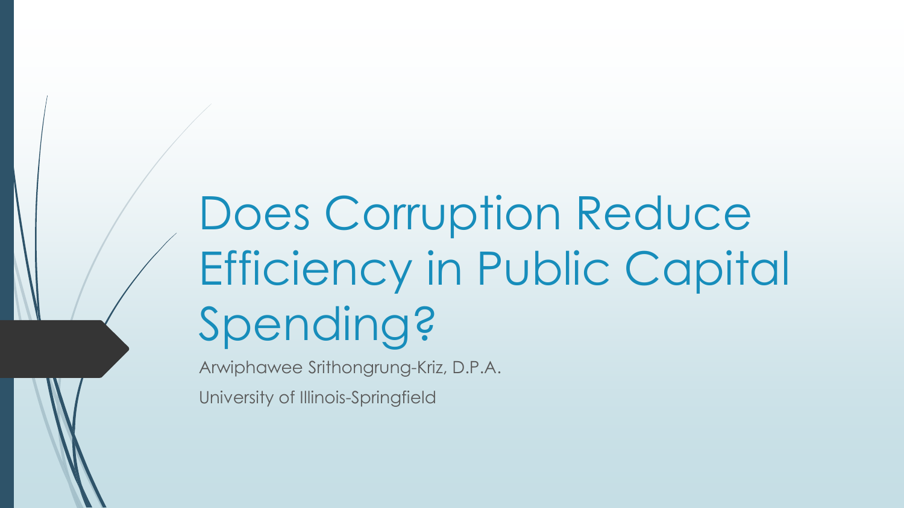# Does Corruption Reduce Efficiency in Public Capital Spending?

Arwiphawee Srithongrung-Kriz, D.P.A.

University of Illinois-Springfield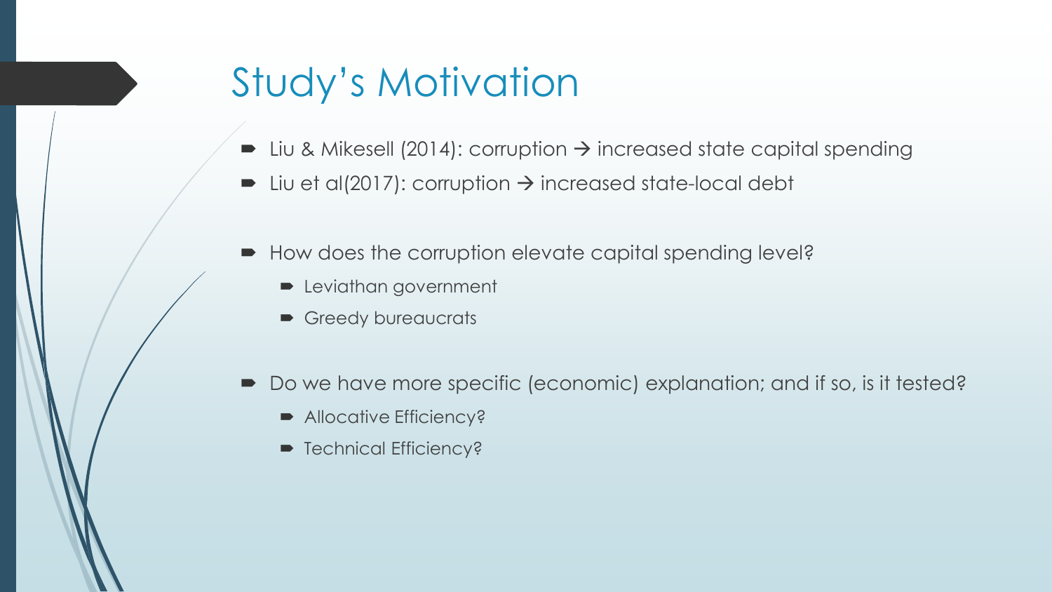# Study's Motivation

- Liu & Mikesell (2014): corruption → increased state capital spending
- Liu et al(2017): corruption → increased state-local debt

- How does the corruption elevate capital spending level?
  - Leviathan government
  - Greedy bureaucrats

- Do we have more specific (economic) explanation; and if so, is it tested?
  - Allocative Efficiency?
  - Technical Efficiency?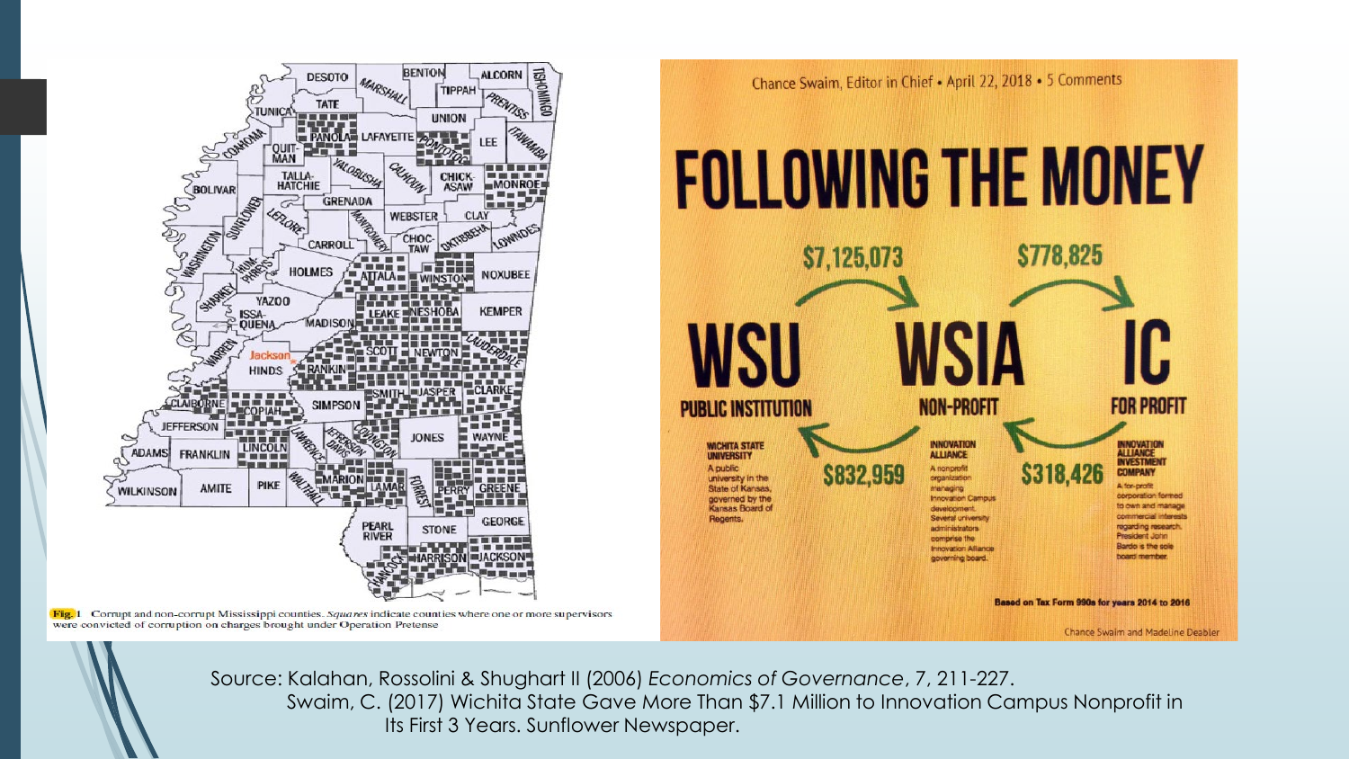Fig. 1 Corrupt and non-corrupt Mississippi counties. *Squares* indicate counties where one or more supervisors were convicted of corruption on charges brought under Operation Pretense

Chance Swaim, Editor in Chief • April 22, 2018 • 5 Comments

# FOLLOWING THE MONEY

$7,125,073 | $778,825

**WSU** — PUBLIC INSTITUTION

WICHITA STATE UNIVERSITY
A public university in the State of Kansas, governed by the Kansas Board of Regents.

**WSIA** — NON-PROFIT

INNOVATION ALLIANCE
A nonprofit organization managing Innovation Campus development. Several university administrators comprise the Innovation Alliance governing board.

**IC** — FOR PROFIT

INNOVATION ALLIANCE INVESTMENT COMPANY
A for-profit corporation formed to own and manage commercial interests regarding research. President John Bardo is the sole board member.

$832,959 | $318,426

Based on Tax Form 990s for years 2014 to 2016

Chance Swaim and Madeline Deabler

Source: Kalahan, Rossolini & Shughart II (2006) *Economics of Governance*, 7, 211-227.
Swaim, C. (2017) Wichita State Gave More Than $7.1 Million to Innovation Campus Nonprofit in Its First 3 Years. Sunflower Newspaper.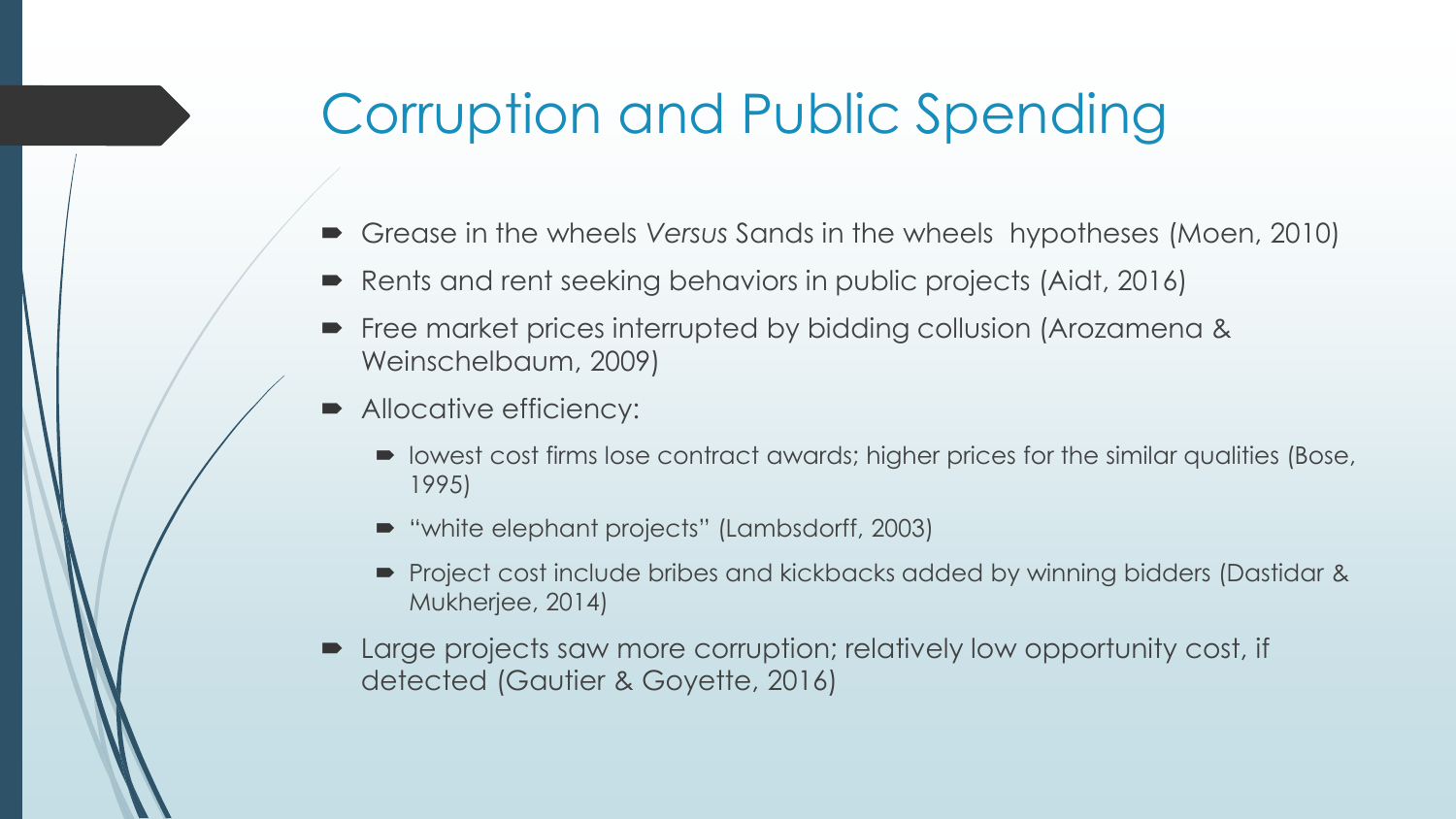# Corruption and Public Spending

- Grease in the wheels *Versus* Sands in the wheels hypotheses (Moen, 2010)
- Rents and rent seeking behaviors in public projects (Aidt, 2016)
- Free market prices interrupted by bidding collusion (Arozamena & Weinschelbaum, 2009)
- Allocative efficiency:
  - lowest cost firms lose contract awards; higher prices for the similar qualities (Bose, 1995)
  - "white elephant projects" (Lambsdorff, 2003)
  - Project cost include bribes and kickbacks added by winning bidders (Dastidar & Mukherjee, 2014)
- Large projects saw more corruption; relatively low opportunity cost, if detected (Gautier & Goyette, 2016)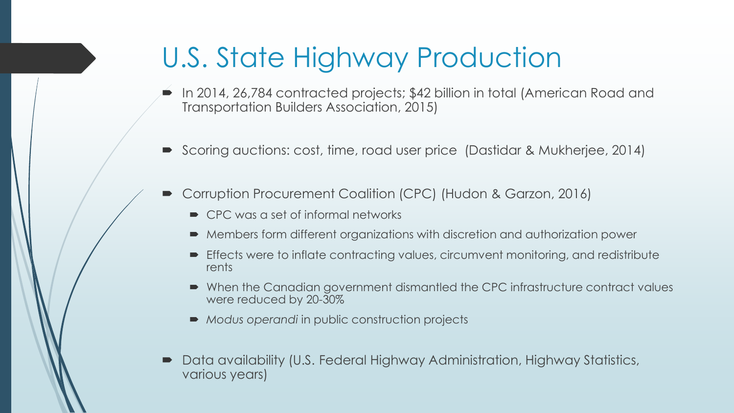# U.S. State Highway Production

- In 2014, 26,784 contracted projects; $42 billion in total (American Road and Transportation Builders Association, 2015)
- Scoring auctions: cost, time, road user price (Dastidar & Mukherjee, 2014)
- Corruption Procurement Coalition (CPC) (Hudon & Garzon, 2016)
  - CPC was a set of informal networks
  - Members form different organizations with discretion and authorization power
  - Effects were to inflate contracting values, circumvent monitoring, and redistribute rents
  - When the Canadian government dismantled the CPC infrastructure contract values were reduced by 20-30%
  - *Modus operandi* in public construction projects
- Data availability (U.S. Federal Highway Administration, Highway Statistics, various years)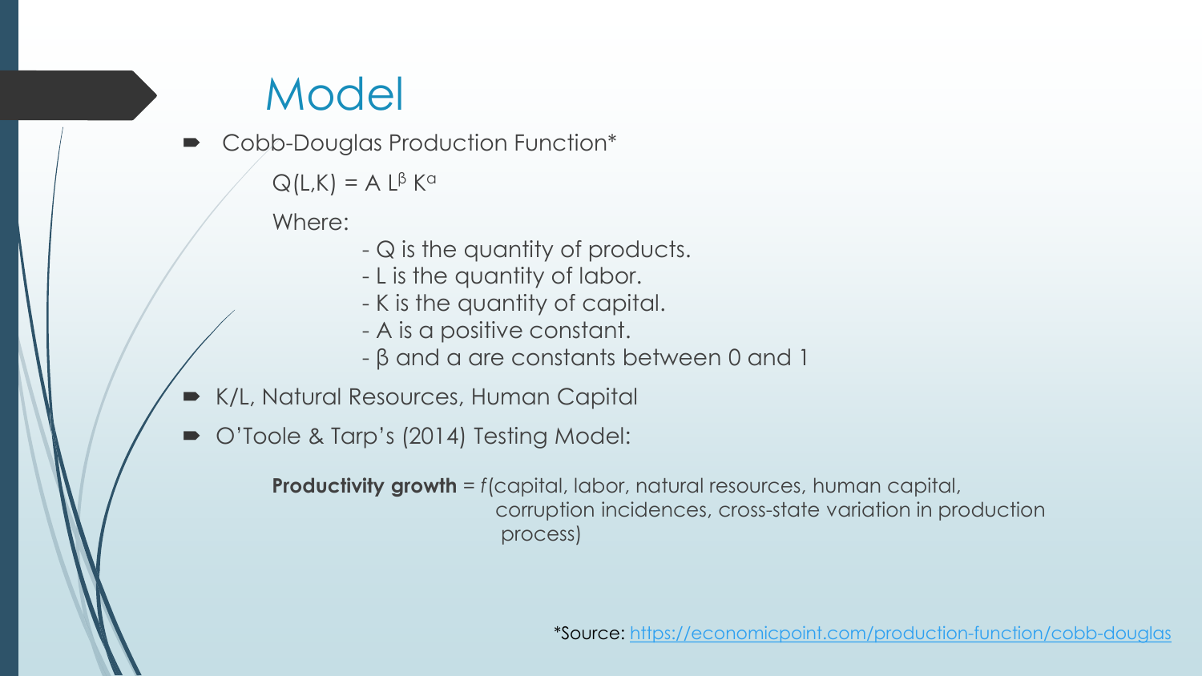# Model

- Cobb-Douglas Production Function*

  $Q(L,K) = A\, L^{\beta} K^{\alpha}$

  Where:

  - Q is the quantity of products.
  - L is the quantity of labor.
  - K is the quantity of capital.
  - A is a positive constant.
  - $\beta$ and $\alpha$ are constants between 0 and 1

- K/L, Natural Resources, Human Capital
- O'Toole & Tarp's (2014) Testing Model:

  **Productivity growth** = *f*(capital, labor, natural resources, human capital, corruption incidences, cross-state variation in production process)

*Source: [https://economicpoint.com/production-function/cobb-douglas](https://economicpoint.com/production-function/cobb-douglas)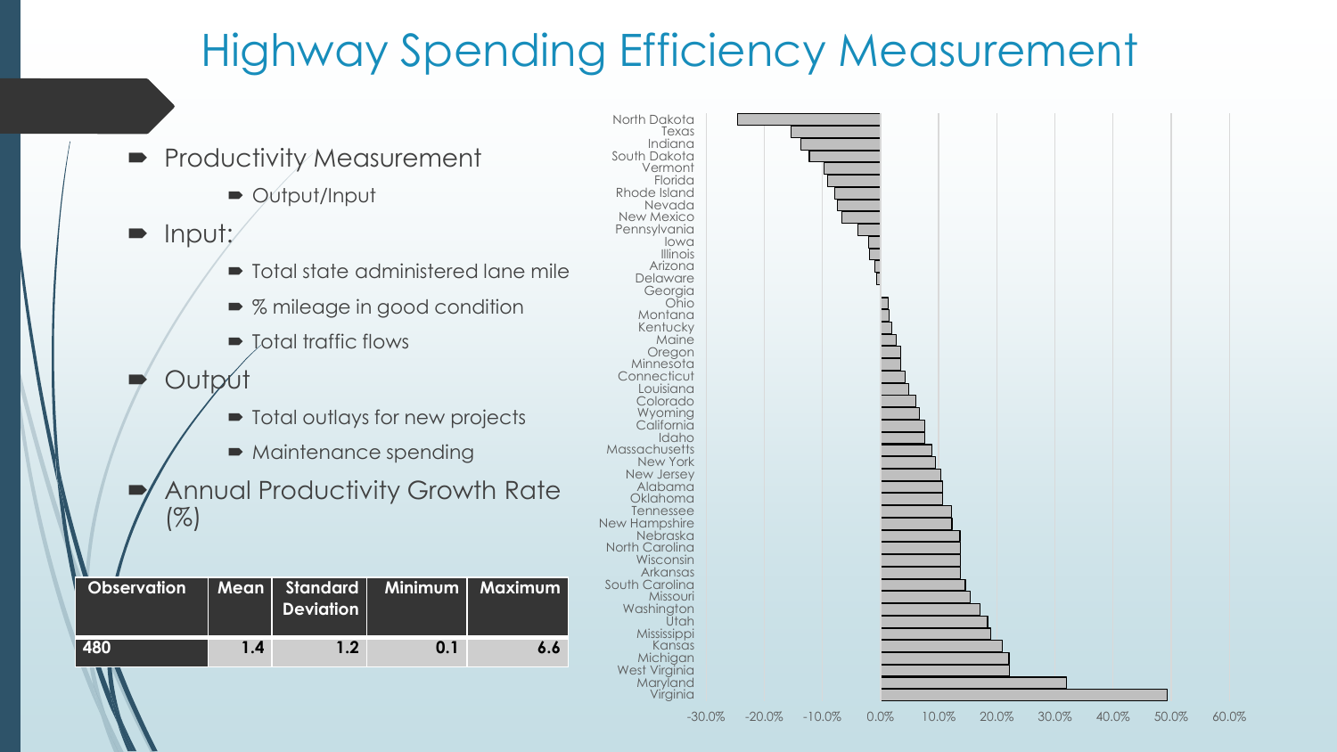# Highway Spending Efficiency Measurement

- Productivity Measurement
  - Output/Input
- Input:
  - Total state administered lane mile
  - % mileage in good condition
  - Total traffic flows
- Output
  - Total outlays for new projects
  - Maintenance spending
- Annual Productivity Growth Rate (%)

| Observation | Mean | Standard Deviation | Minimum | Maximum |
|---|---|---|---|---|
| 480 | 1.4 | 1.2 | 0.1 | 6.6 |

North Dakota
Texas
Indiana
South Dakota
Vermont
Florida
Rhode Island
Nevada
New Mexico
Pennsylvania
Iowa
Illinois
Arizona
Delaware
Georgia
Ohio
Montana
Kentucky
Maine
Oregon
Minnesota
Connecticut
Louisiana
Colorado
Wyoming
California
Idaho
Massachusetts
New York
New Jersey
Alabama
Oklahoma
Tennessee
New Hampshire
Nebraska
North Carolina
Wisconsin
Arkansas
South Carolina
Missouri
Washington
Utah
Mississippi
Kansas
Michigan
West Virginia
Maryland
Virginia

-30.0% -20.0% -10.0% 0.0% 10.0% 20.0% 30.0% 40.0% 50.0% 60.0%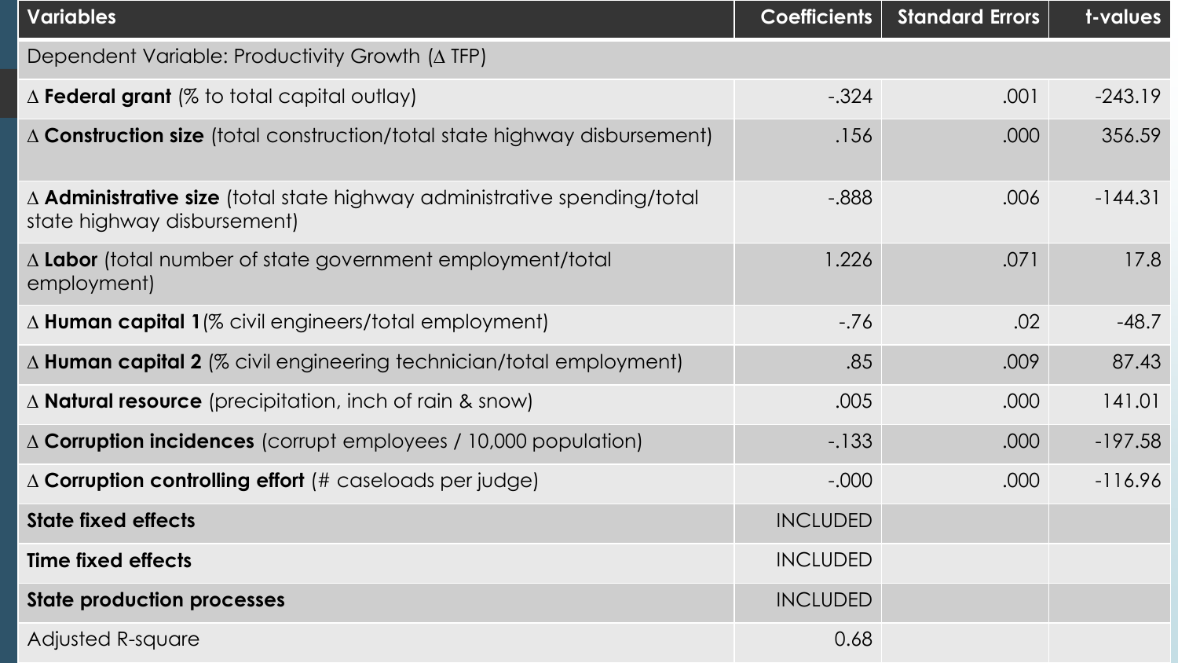| Variables | Coefficients | Standard Errors | t-values |
|---|---|---|---|
| Dependent Variable: Productivity Growth (Δ TFP) | | | |
| Δ **Federal grant** (% to total capital outlay) | -.324 | .001 | -243.19 |
| Δ **Construction size** (total construction/total state highway disbursement) | .156 | .000 | 356.59 |
| Δ **Administrative size** (total state highway administrative spending/total state highway disbursement) | -.888 | .006 | -144.31 |
| Δ **Labor** (total number of state government employment/total employment) | 1.226 | .071 | 17.8 |
| Δ **Human capital 1** (% civil engineers/total employment) | -.76 | .02 | -48.7 |
| Δ **Human capital 2** (% civil engineering technician/total employment) | .85 | .009 | 87.43 |
| Δ **Natural resource** (precipitation, inch of rain & snow) | .005 | .000 | 141.01 |
| Δ **Corruption incidences** (corrupt employees / 10,000 population) | -.133 | .000 | -197.58 |
| Δ **Corruption controlling effort** (# caseloads per judge) | -.000 | .000 | -116.96 |
| **State fixed effects** | INCLUDED | | |
| **Time fixed effects** | INCLUDED | | |
| **State production processes** | INCLUDED | | |
| Adjusted R-square | 0.68 | | |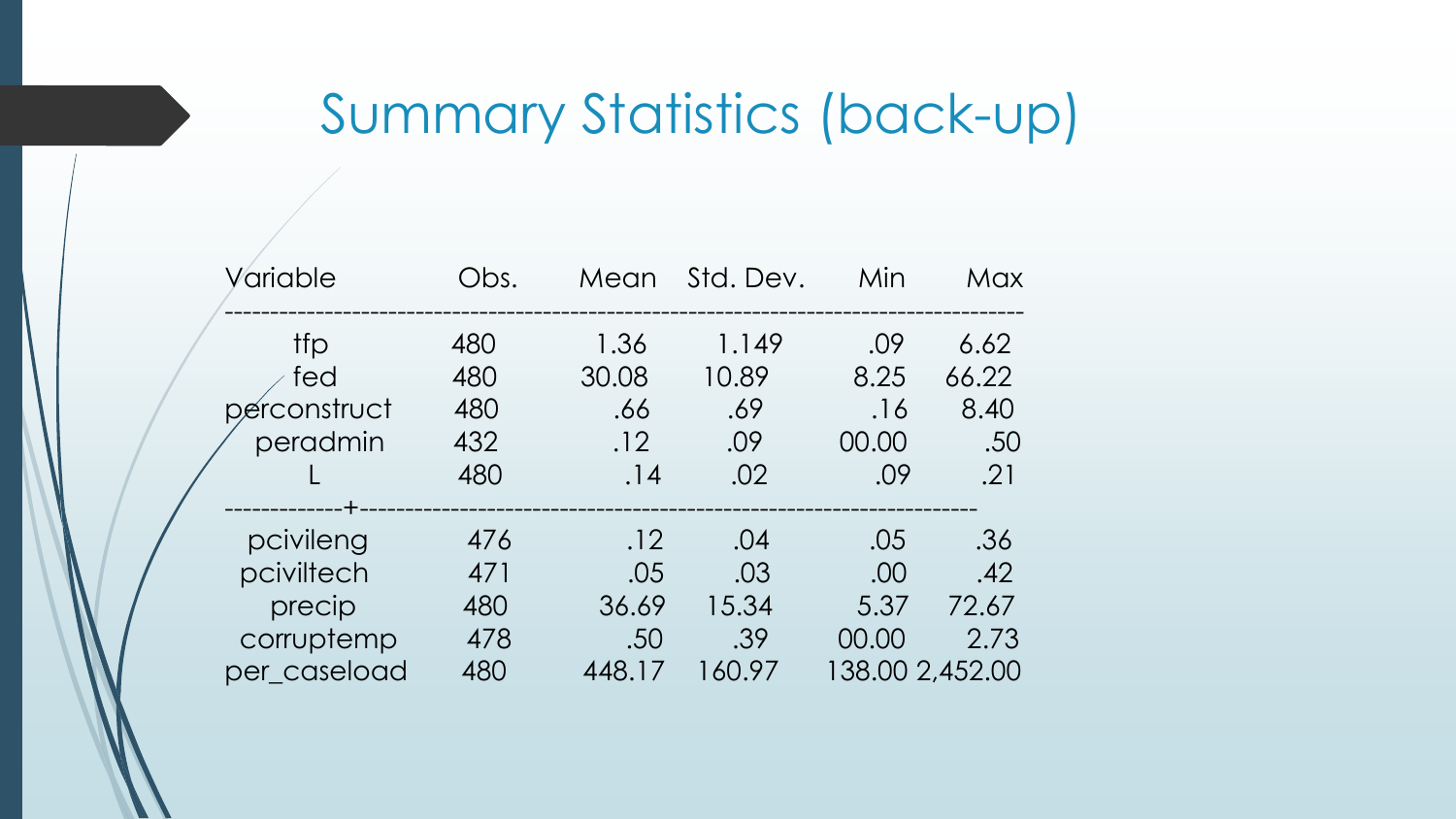# Summary Statistics (back-up)

| Variable | Obs. | Mean | Std. Dev. | Min | Max |
|---|---|---|---|---|---|
| tfp | 480 | 1.36 | 1.149 | .09 | 6.62 |
| fed | 480 | 30.08 | 10.89 | 8.25 | 66.22 |
| perconstruct | 480 | .66 | .69 | .16 | 8.40 |
| peradmin | 432 | .12 | .09 | 00.00 | .50 |
| L | 480 | .14 | .02 | .09 | .21 |
| pcivileng | 476 | .12 | .04 | .05 | .36 |
| pciviltech | 471 | .05 | .03 | .00 | .42 |
| precip | 480 | 36.69 | 15.34 | 5.37 | 72.67 |
| corruptemp | 478 | .50 | .39 | 00.00 | 2.73 |
| per_caseload | 480 | 448.17 | 160.97 | 138.00 | 2,452.00 |